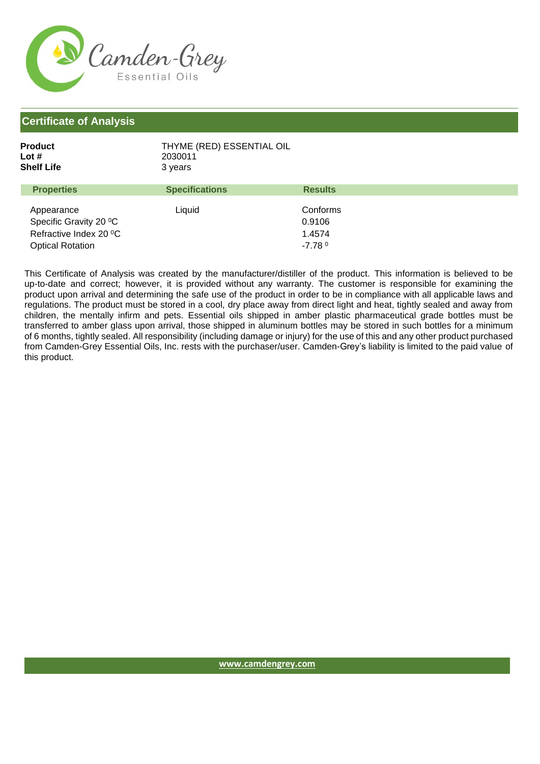Camden-Grey
Essential Oils

## Certificate of Analysis

| | |
|---|---|
| **Product** | THYME (RED) ESSENTIAL OIL |
| **Lot #** | 2030011 |
| **Shelf Life** | 3 years |

| Properties | Specifications | Results |
|---|---|---|
| Appearance | Liquid | Conforms |
| Specific Gravity 20 $^0$C | | 0.9106 |
| Refractive Index 20 $^0$C | | 1.4574 |
| Optical Rotation | | -7.78 $^0$ |

This Certificate of Analysis was created by the manufacturer/distiller of the product. This information is believed to be up-to-date and correct; however, it is provided without any warranty. The customer is responsible for examining the product upon arrival and determining the safe use of the product in order to be in compliance with all applicable laws and regulations. The product must be stored in a cool, dry place away from direct light and heat, tightly sealed and away from children, the mentally infirm and pets. Essential oils shipped in amber plastic pharmaceutical grade bottles must be transferred to amber glass upon arrival, those shipped in aluminum bottles may be stored in such bottles for a minimum of 6 months, tightly sealed. All responsibility (including damage or injury) for the use of this and any other product purchased from Camden-Grey Essential Oils, Inc. rests with the purchaser/user. Camden-Grey's liability is limited to the paid value of this product.

www.camdengrey.com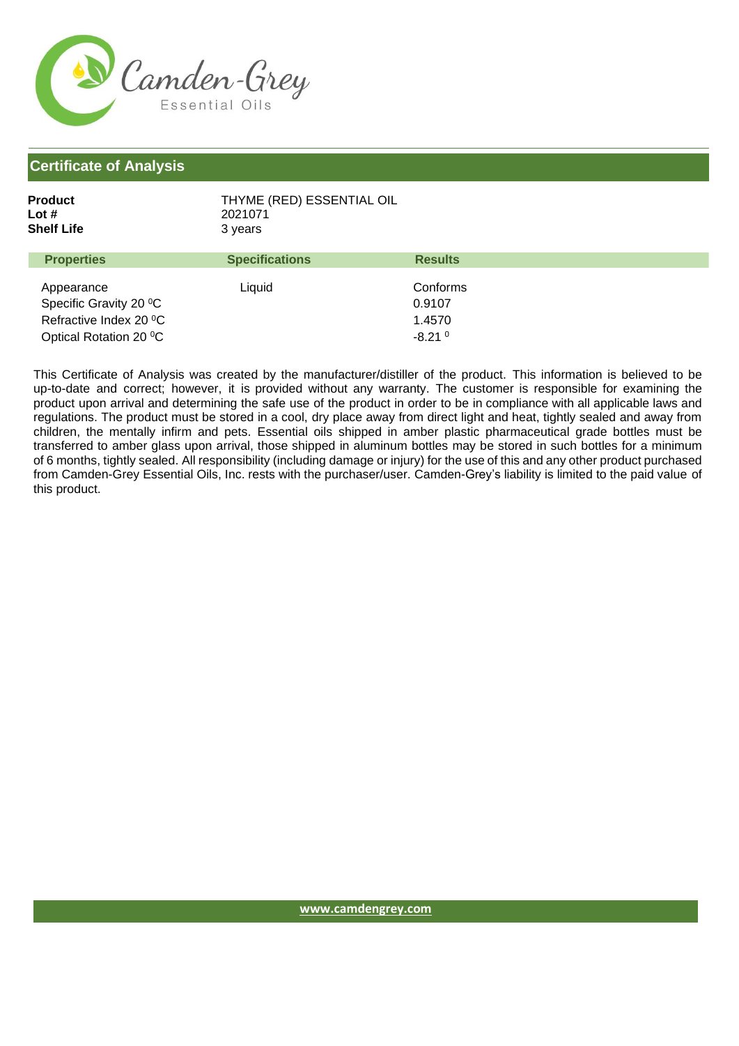Camden-Grey
Essential Oils

## Certificate of Analysis

**Product** THYME (RED) ESSENTIAL OIL
**Lot #** 2021071
**Shelf Life** 3 years

| Properties | Specifications | Results |
|---|---|---|
| Appearance | Liquid | Conforms |
| Specific Gravity 20 °C | | 0.9107 |
| Refractive Index 20 °C | | 1.4570 |
| Optical Rotation 20 °C | | -8.21 ° |

This Certificate of Analysis was created by the manufacturer/distiller of the product. This information is believed to be up-to-date and correct; however, it is provided without any warranty. The customer is responsible for examining the product upon arrival and determining the safe use of the product in order to be in compliance with all applicable laws and regulations. The product must be stored in a cool, dry place away from direct light and heat, tightly sealed and away from children, the mentally infirm and pets. Essential oils shipped in amber plastic pharmaceutical grade bottles must be transferred to amber glass upon arrival, those shipped in aluminum bottles may be stored in such bottles for a minimum of 6 months, tightly sealed. All responsibility (including damage or injury) for the use of this and any other product purchased from Camden-Grey Essential Oils, Inc. rests with the purchaser/user. Camden-Grey's liability is limited to the paid value of this product.

www.camdengrey.com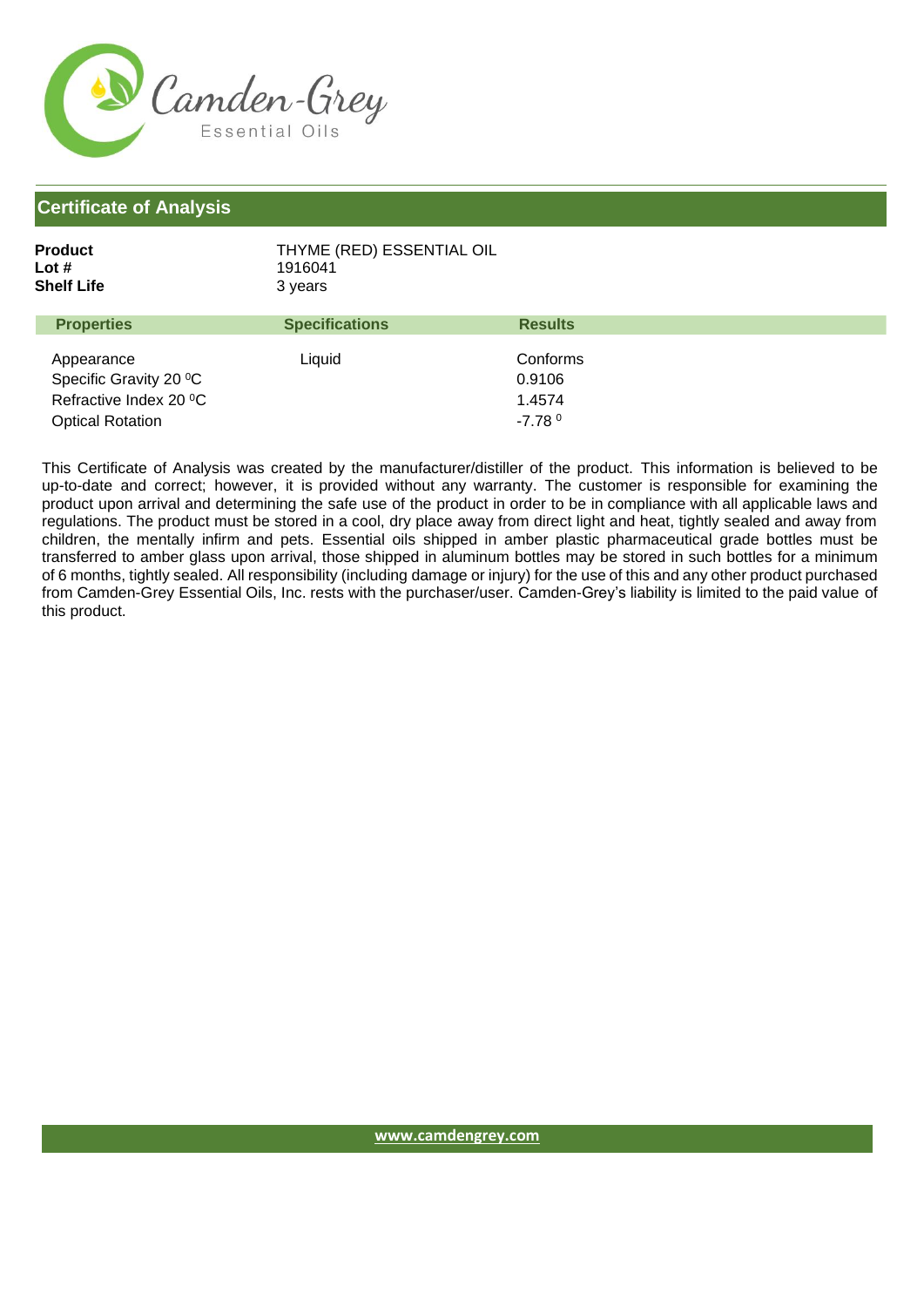Camden-Grey

Essential Oils

## Certificate of Analysis

| | |
|---|---|
| **Product** | THYME (RED) ESSENTIAL OIL |
| **Lot #** | 1916041 |
| **Shelf Life** | 3 years |

| Properties | Specifications | Results |
|---|---|---|
| Appearance | Liquid | Conforms |
| Specific Gravity 20 ⁰C | | 0.9106 |
| Refractive Index 20 ⁰C | | 1.4574 |
| Optical Rotation | | -7.78 ⁰ |

This Certificate of Analysis was created by the manufacturer/distiller of the product. This information is believed to be up-to-date and correct; however, it is provided without any warranty. The customer is responsible for examining the product upon arrival and determining the safe use of the product in order to be in compliance with all applicable laws and regulations. The product must be stored in a cool, dry place away from direct light and heat, tightly sealed and away from children, the mentally infirm and pets. Essential oils shipped in amber plastic pharmaceutical grade bottles must be transferred to amber glass upon arrival, those shipped in aluminum bottles may be stored in such bottles for a minimum of 6 months, tightly sealed. All responsibility (including damage or injury) for the use of this and any other product purchased from Camden-Grey Essential Oils, Inc. rests with the purchaser/user. Camden-Grey's liability is limited to the paid value of this product.

www.camdengrey.com